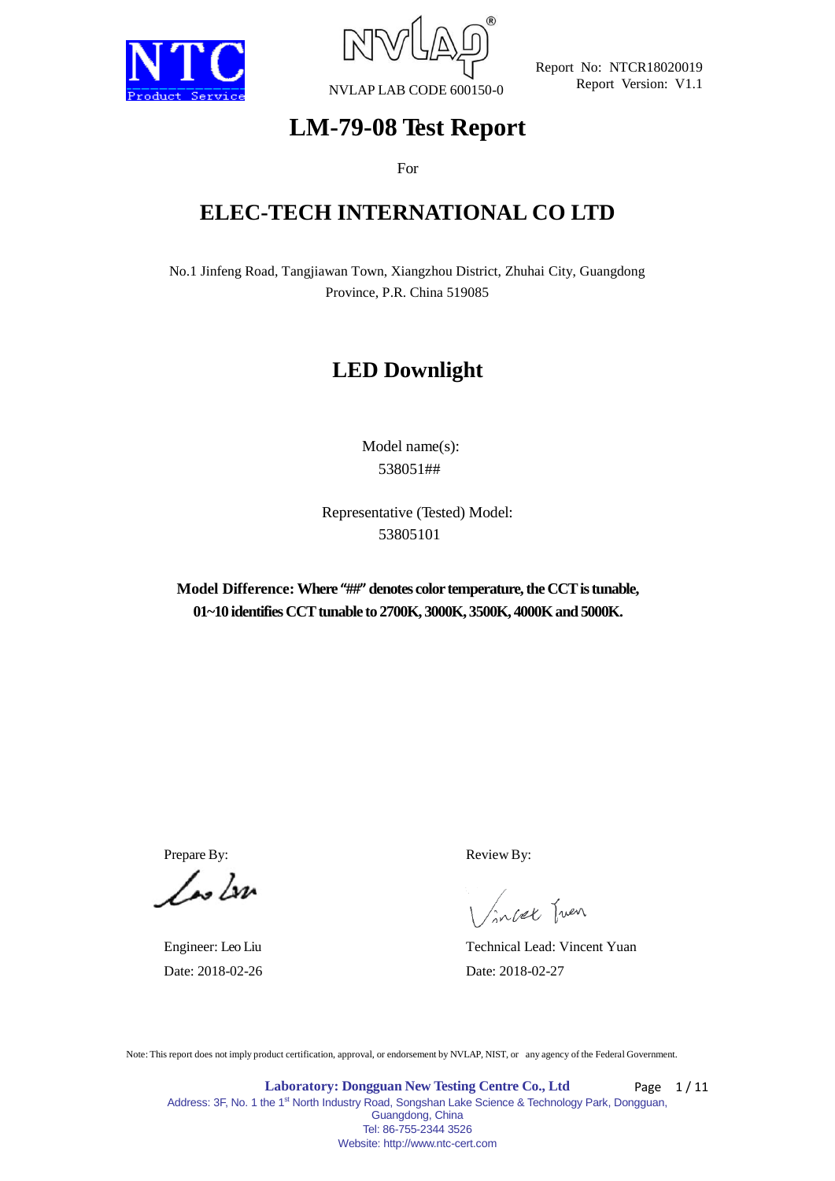NTC Product Service

NVLAP LAB CODE 600150-0

Report No: NTCR18020019
Report Version: V1.1

# LM-79-08 Test Report

For

## ELEC-TECH INTERNATIONAL CO LTD

No.1 Jinfeng Road, Tangjiawan Town, Xiangzhou District, Zhuhai City, Guangdong Province, P.R. China 519085

## LED Downlight

Model name(s):
538051##

Representative (Tested) Model:
53805101

**Model Difference: Where "##" denotes color temperature, the CCT is tunable, 01~10 identifies CCT tunable to 2700K, 3000K, 3500K, 4000K and 5000K.**

| Prepare By: | Review By: |
| --- | --- |
| Engineer: Leo Liu | Technical Lead: Vincent Yuan |
| Date: 2018-02-26 | Date: 2018-02-27 |

Note: This report does not imply product certification, approval, or endorsement by NVLAP, NIST, or any agency of the Federal Government.

**Laboratory: Dongguan New Testing Centre Co., Ltd**
Address: 3F, No. 1 the 1st North Industry Road, Songshan Lake Science & Technology Park, Dongguan, Guangdong, China
Tel: 86-755-2344 3526
Website: http://www.ntc-cert.com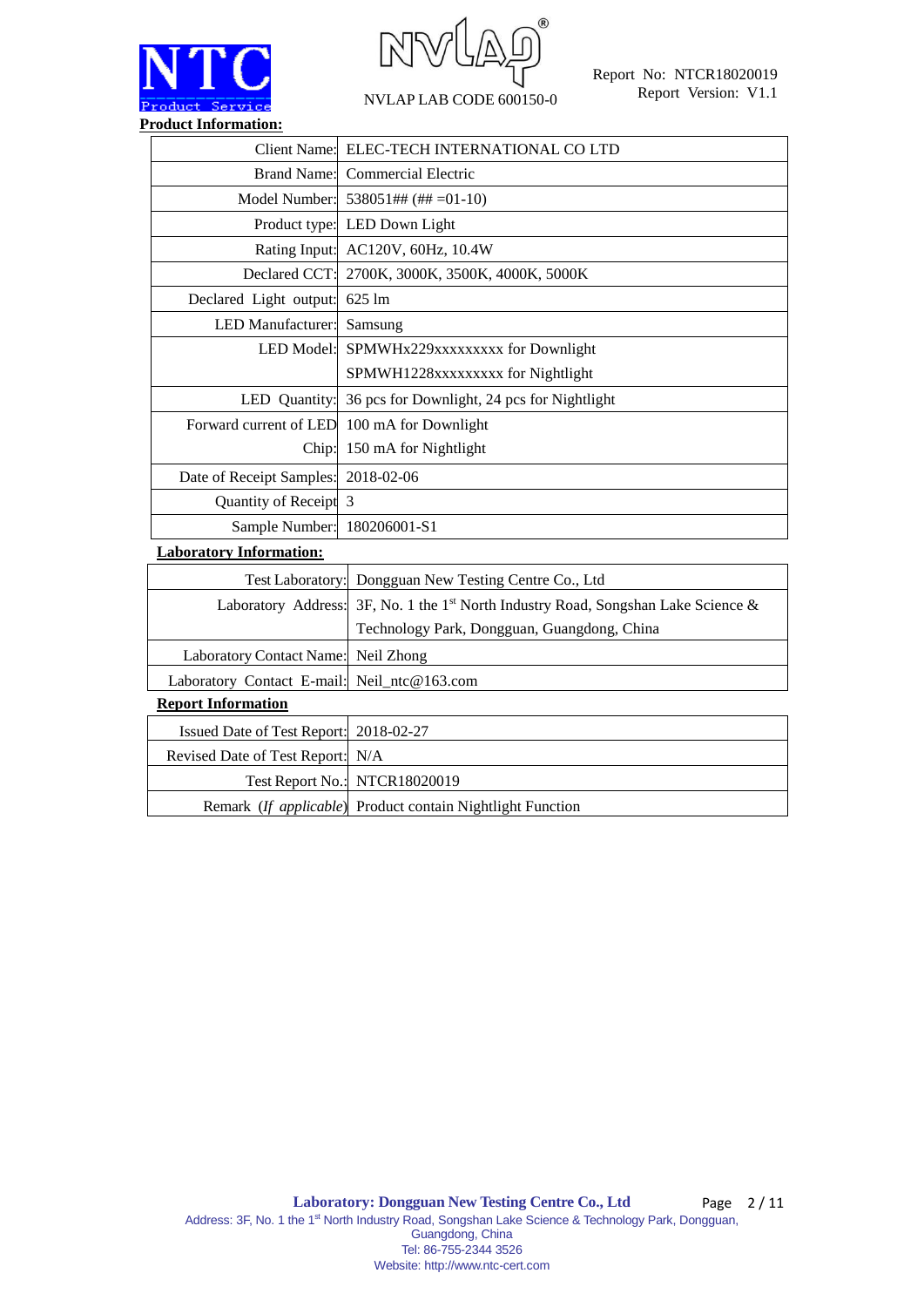**Product Information:**

| | |
|---|---|
| Client Name: | ELEC-TECH INTERNATIONAL CO LTD |
| Brand Name: | Commercial Electric |
| Model Number: | 538051## (## =01-10) |
| Product type: | LED Down Light |
| Rating Input: | AC120V, 60Hz, 10.4W |
| Declared CCT: | 2700K, 3000K, 3500K, 4000K, 5000K |
| Declared Light output: | 625 lm |
| LED Manufacturer: | Samsung |
| LED Model: | SPMWHx229xxxxxxxxx for Downlight<br>SPMWH1228xxxxxxxxx for Nightlight |
| LED Quantity: | 36 pcs for Downlight, 24 pcs for Nightlight |
| Forward current of LED Chip: | 100 mA for Downlight<br>150 mA for Nightlight |
| Date of Receipt Samples: | 2018-02-06 |
| Quantity of Receipt | 3 |
| Sample Number: | 180206001-S1 |

**Laboratory Information:**

| | |
|---|---|
| Test Laboratory: | Dongguan New Testing Centre Co., Ltd |
| Laboratory Address: | 3F, No. 1 the 1st North Industry Road, Songshan Lake Science & Technology Park, Dongguan, Guangdong, China |
| Laboratory Contact Name: | Neil Zhong |
| Laboratory Contact E-mail: | Neil_ntc@163.com |

**Report Information**

| | |
|---|---|
| Issued Date of Test Report: | 2018-02-27 |
| Revised Date of Test Report: | N/A |
| Test Report No.: | NTCR18020019 |
| Remark (*If applicable*) | Product contain Nightlight Function |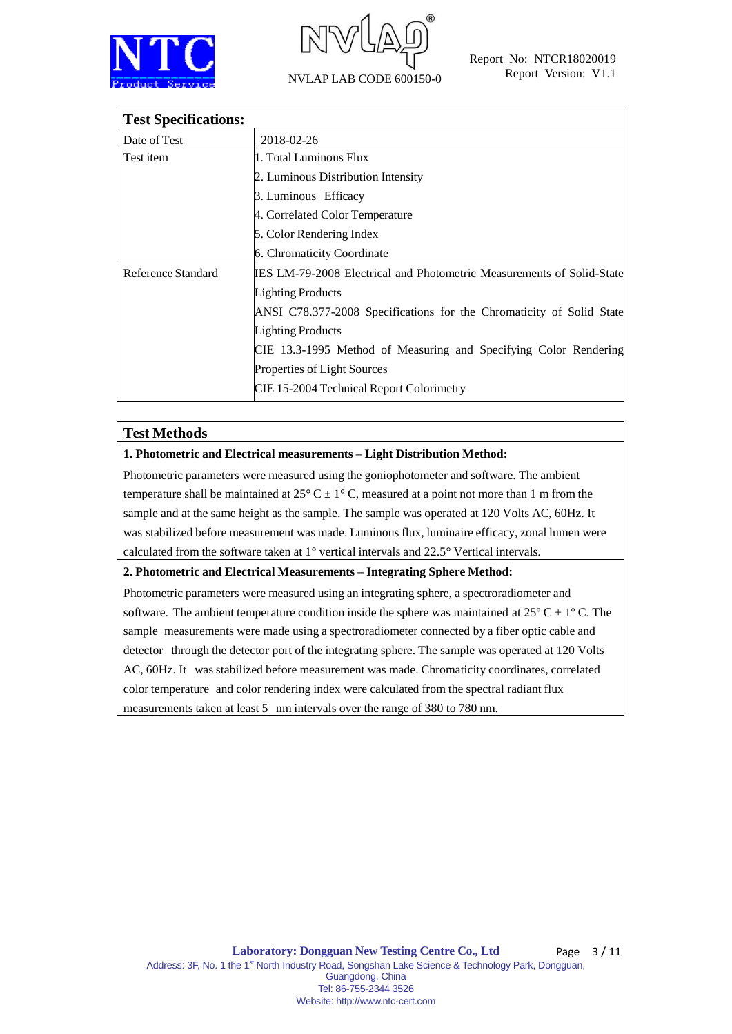| **Test Specifications:** | |
|---|---|
| Date of Test | 2018-02-26 |
| Test item | 1. Total Luminous Flux<br>2. Luminous Distribution Intensity<br>3. Luminous Efficacy<br>4. Correlated Color Temperature<br>5. Color Rendering Index<br>6. Chromaticity Coordinate |
| Reference Standard | IES LM-79-2008 Electrical and Photometric Measurements of Solid-State Lighting Products<br>ANSI C78.377-2008 Specifications for the Chromaticity of Solid State Lighting Products<br>CIE 13.3-1995 Method of Measuring and Specifying Color Rendering Properties of Light Sources<br>CIE 15-2004 Technical Report Colorimetry |

## Test Methods

**1. Photometric and Electrical measurements – Light Distribution Method:**

Photometric parameters were measured using the goniophotometer and software. The ambient temperature shall be maintained at 25° C ± 1° C, measured at a point not more than 1 m from the sample and at the same height as the sample. The sample was operated at 120 Volts AC, 60Hz. It was stabilized before measurement was made. Luminous flux, luminaire efficacy, zonal lumen were calculated from the software taken at 1° vertical intervals and 22.5° Vertical intervals.

**2. Photometric and Electrical Measurements – Integrating Sphere Method:**

Photometric parameters were measured using an integrating sphere, a spectroradiometer and software. The ambient temperature condition inside the sphere was maintained at 25º C ± 1º C. The sample measurements were made using a spectroradiometer connected by a fiber optic cable and detector through the detector port of the integrating sphere. The sample was operated at 120 Volts AC, 60Hz. It was stabilized before measurement was made. Chromaticity coordinates, correlated color temperature and color rendering index were calculated from the spectral radiant flux measurements taken at least 5 nm intervals over the range of 380 to 780 nm.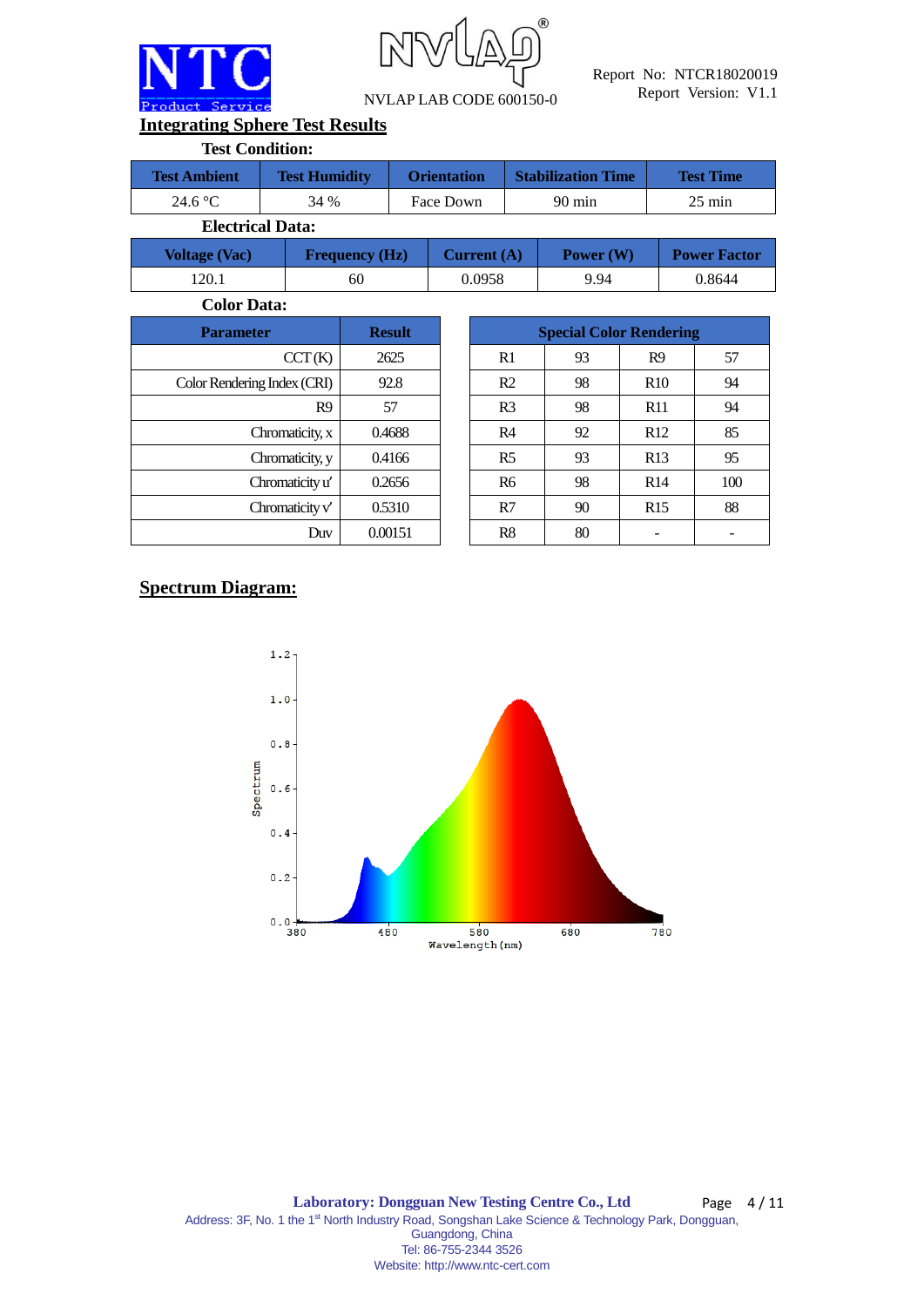NVLAP LAB CODE 600150-0

Report No: NTCR18020019
Report Version: V1.1

## Integrating Sphere Test Results

### Test Condition:

| Test Ambient | Test Humidity | Orientation | Stabilization Time | Test Time |
|---|---|---|---|---|
| 24.6 °C | 34 % | Face Down | 90 min | 25 min |

### Electrical Data:

| Voltage (Vac) | Frequency (Hz) | Current (A) | Power (W) | Power Factor |
|---|---|---|---|---|
| 120.1 | 60 | 0.0958 | 9.94 | 0.8644 |

### Color Data:

| Parameter | Result |
|---|---|
| CCT (K) | 2625 |
| Color Rendering Index (CRI) | 92.8 |
| R9 | 57 |
| Chromaticity, x | 0.4688 |
| Chromaticity, y | 0.4166 |
| Chromaticity u' | 0.2656 |
| Chromaticity v' | 0.5310 |
| Duv | 0.00151 |

| Special Color Rendering | | | |
|---|---|---|---|
| R1 | 93 | R9 | 57 |
| R2 | 98 | R10 | 94 |
| R3 | 98 | R11 | 94 |
| R4 | 92 | R12 | 85 |
| R5 | 93 | R13 | 95 |
| R6 | 98 | R14 | 100 |
| R7 | 90 | R15 | 88 |
| R8 | 80 | - | - |

## Spectrum Diagram:

**Laboratory: Dongguan New Testing Centre Co., Ltd**
Address: 3F, No. 1 the 1st North Industry Road, Songshan Lake Science & Technology Park, Dongguan, Guangdong, China
Tel: 86-755-2344 3526
Website: http://www.ntc-cert.com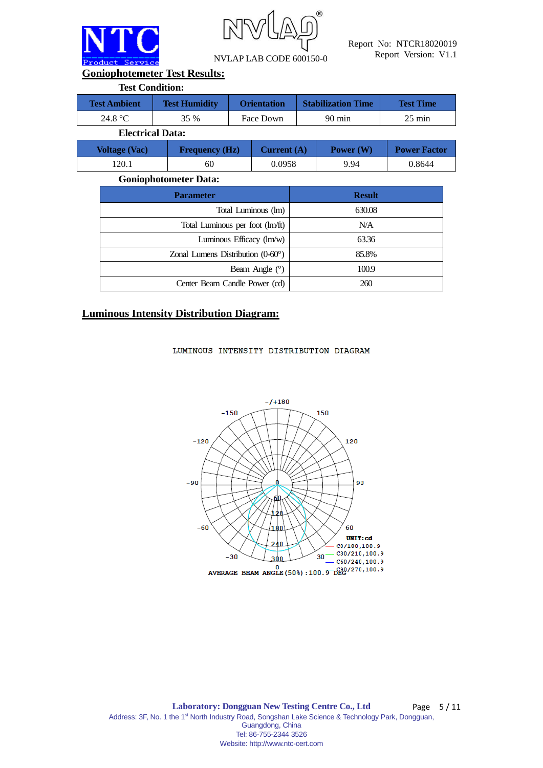## Goniophotemeter Test Results:

**Test Condition:**

| Test Ambient | Test Humidity | Orientation | Stabilization Time | Test Time |
|---|---|---|---|---|
| 24.8 °C | 35 % | Face Down | 90 min | 25 min |

**Electrical Data:**

| Voltage (Vac) | Frequency (Hz) | Current (A) | Power (W) | Power Factor |
|---|---|---|---|---|
| 120.1 | 60 | 0.0958 | 9.94 | 0.8644 |

**Goniophotometer Data:**

| Parameter | Result |
|---|---|
| Total Luminous (lm) | 630.08 |
| Total Luminous per foot (lm/ft) | N/A |
| Luminous Efficacy (lm/w) | 63.36 |
| Zonal Lumens Distribution (0-60°) | 85.8% |
| Beam Angle (°) | 100.9 |
| Center Beam Candle Power (cd) | 260 |

## Luminous Intensity Distribution Diagram:

LUMINOUS INTENSITY DISTRIBUTION DIAGRAM

UNIT:cd
C0/180,100.9
C30/210,100.9
C60/240,100.9
C90/270,100.9

AVERAGE BEAM ANGLE(50%):100.9 DEG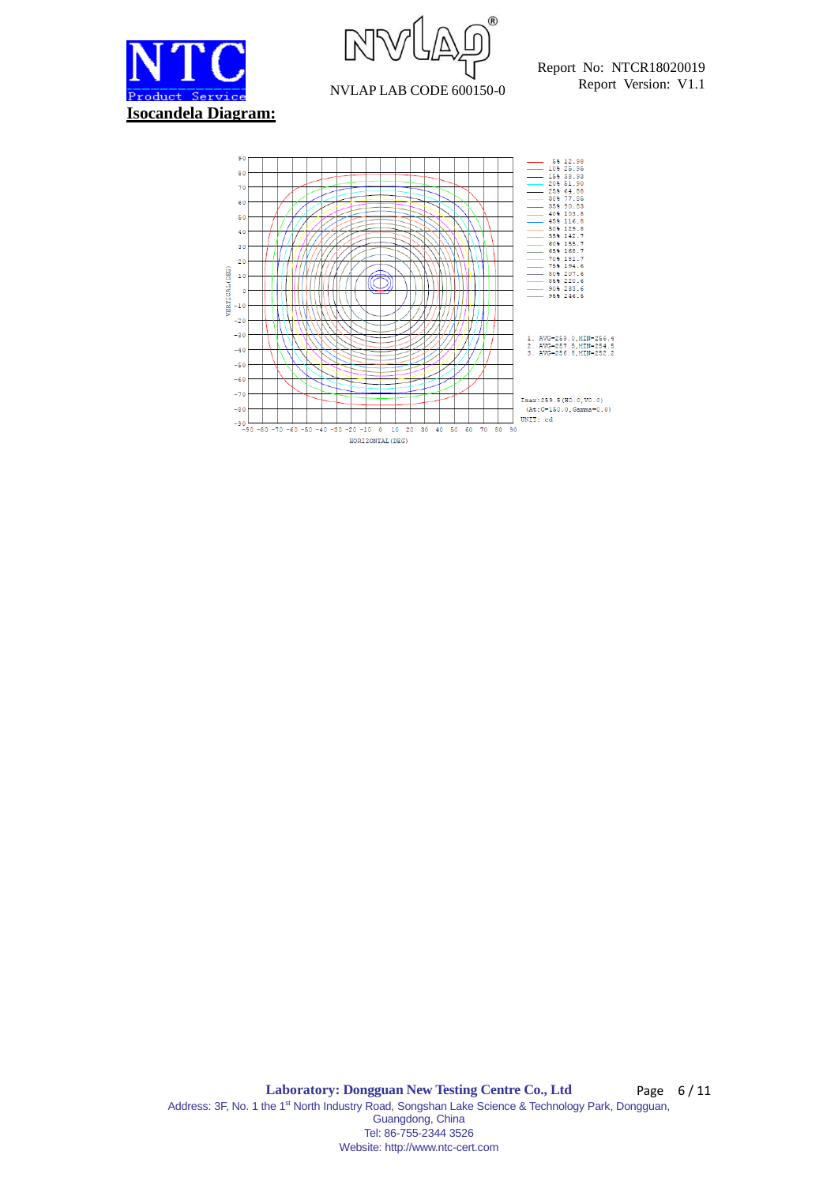**Isocandela Diagram:**

5% 12.98
10% 25.96
15% 38.93
20% 51.90
25% 64.88
30% 77.86
35% 90.83
40% 103.8
45% 116.8
50% 129.8
55% 142.7
60% 155.7
65% 168.7
70% 181.7
75% 194.6
80% 207.6
85% 220.6
90% 233.6
95% 246.5

1. AVG=258.0,MIN=256.4
2. AVG=257.5,MIN=254.5
3. AVG=256.8,MIN=252.2

Imax:259.5(H0.0,V0.0)
(At:C=180.0,Gamma=0.0)
UNIT: cd

VERTICAL(DEG)

HORIZONTAL(DEG)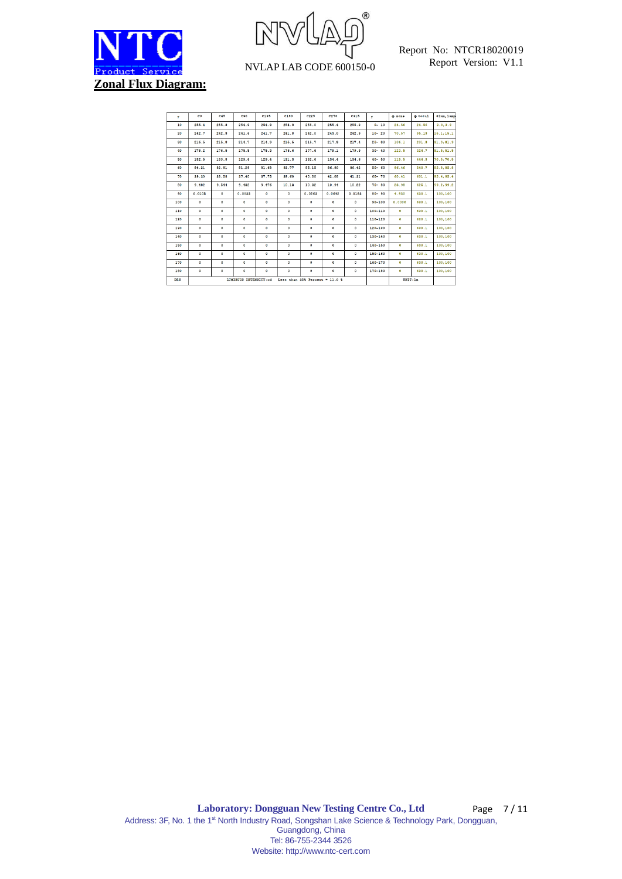## Zonal Flux Diagram:

| γ | C0 | C45 | C90 | C135 | C180 | C225 | C270 | C315 | γ | Φ zone | Φ total | %lum,lamp |
|---|---|---|---|---|---|---|---|---|---|---|---|---|
| 10 | 255.4 | 255.3 | 254.9 | 254.9 | 254.9 | 253.0 | 255.4 | 255.3 | 0- 10 | 24.56 | 24.56 | 3.9,3.9 |
| 20 | 242.7 | 242.3 | 241.6 | 241.7 | 241.8 | 242.0 | 243.0 | 242.9 | 10- 20 | 70.57 | 95.13 | 15.1,15.1 |
| 30 | 216.5 | 215.8 | 214.7 | 214.9 | 215.5 | 215.7 | 217.3 | 217.4 | 20- 30 | 106.1 | 201.3 | 31.9,31.9 |
| 40 | 178.2 | 176.8 | 175.8 | 175.3 | 176.6 | 177.6 | 179.1 | 179.9 | 30- 40 | 123.5 | 324.7 | 51.5,51.5 |
| 50 | 132.9 | 130.9 | 129.6 | 129.4 | 131.3 | 132.8 | 134.4 | 134.6 | 40- 50 | 123.5 | 448.3 | 70.5,70.5 |
| 60 | 84.21 | 82.91 | 81.29 | 81.60 | 82.77 | 85.15 | 86.90 | 86.42 | 50- 60 | 96.46 | 540.7 | 85.6,85.8 |
| 70 | 38.30 | 38.58 | 37.40 | 37.75 | 35.60 | 40.80 | 42.08 | 41.31 | 60- 70 | 60.41 | 601.1 | 95.4,95.4 |
| 80 | 9.482 | 9.544 | 9.482 | 9.476 | 10.13 | 10.32 | 10.54 | 10.22 | 70- 80 | 23.98 | 625.1 | 99.2,99.2 |
| 90 | 0.0105 | 0 | 0.0333 | 0 | 0 | 0.0263 | 0.0492 | 0.0183 | 80- 90 | 4.950 | 630.1 | 100,100 |
| 100 | 0 | 0 | 0 | 0 | 0 | 0 | 0 | 0 | 90-100 | 0.0006 | 630.1 | 100,100 |
| 110 | 0 | 0 | 0 | 0 | 0 | 0 | 0 | 0 | 100-110 | 0 | 630.1 | 100,100 |
| 120 | 0 | 0 | 0 | 0 | 0 | 0 | 0 | 0 | 110-120 | 0 | 630.1 | 100,100 |
| 130 | 0 | 0 | 0 | 0 | 0 | 0 | 0 | 0 | 120-130 | 0 | 630.1 | 100,100 |
| 140 | 0 | 0 | 0 | 0 | 0 | 0 | 0 | 0 | 130-140 | 0 | 630.1 | 100,100 |
| 150 | 0 | 0 | 0 | 0 | 0 | 0 | 0 | 0 | 140-150 | 0 | 630.1 | 100,100 |
| 160 | 0 | 0 | 0 | 0 | 0 | 0 | 0 | 0 | 150-160 | 0 | 630.1 | 100,100 |
| 170 | 0 | 0 | 0 | 0 | 0 | 0 | 0 | 0 | 160-170 | 0 | 630.1 | 100,100 |
| 180 | 0 | 0 | 0 | 0 | 0 | 0 | 0 | 0 | 170-180 | 0 | 630.1 | 100,100 |
| DEG | LUMINOUS INTENSITY:cd | | | | Less than 25% Percent = 11.0 % | | | | | UNIT:lm | | |

**Laboratory: Dongguan New Testing Centre Co., Ltd**

Address: 3F, No. 1 the 1st North Industry Road, Songshan Lake Science & Technology Park, Dongguan, Guangdong, China

Tel: 86-755-2344 3526

Website: http://www.ntc-cert.com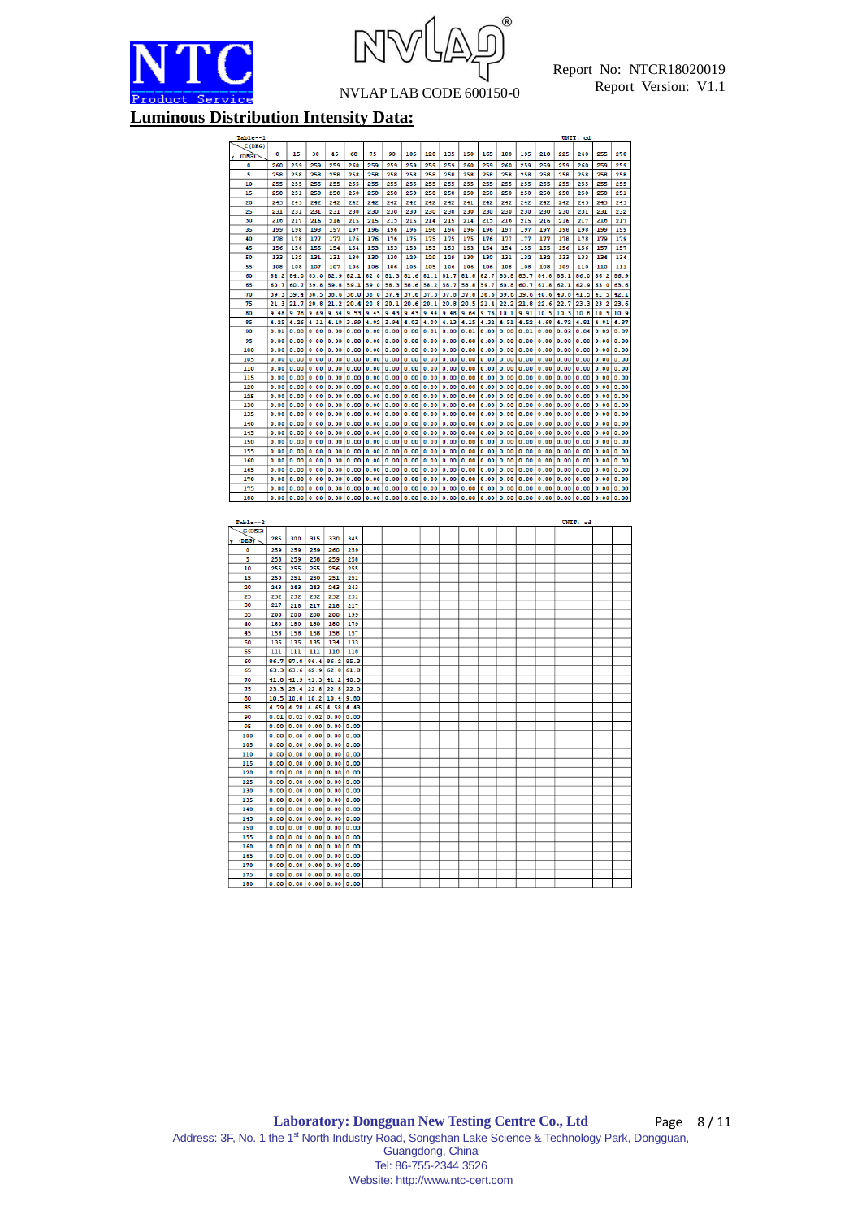## Luminous Distribution Intensity Data:

Table--1 UNIT: cd

| γ (DEG) \ C (DEG) | 0 | 15 | 30 | 45 | 60 | 75 | 90 | 105 | 120 | 135 | 150 | 165 | 180 | 195 | 210 | 225 | 240 | 255 | 270 |
|---|---|---|---|---|---|---|---|---|---|---|---|---|---|---|---|---|---|---|---|
| 0 | 260 | 259 | 259 | 259 | 260 | 259 | 259 | 259 | 259 | 259 | 260 | 259 | 260 | 259 | 259 | 259 | 260 | 259 | 259 |
| 5 | 258 | 258 | 258 | 258 | 258 | 258 | 258 | 258 | 258 | 258 | 258 | 258 | 258 | 258 | 258 | 258 | 258 | 258 | 258 |
| 10 | 255 | 255 | 255 | 255 | 255 | 255 | 255 | 255 | 255 | 255 | 255 | 255 | 255 | 255 | 255 | 255 | 255 | 255 | 255 |
| 15 | 250 | 251 | 250 | 250 | 250 | 250 | 250 | 250 | 250 | 250 | 250 | 250 | 250 | 250 | 250 | 250 | 250 | 250 | 251 |
| 20 | 243 | 243 | 242 | 242 | 242 | 242 | 242 | 242 | 242 | 242 | 241 | 242 | 242 | 242 | 242 | 242 | 243 | 243 | 243 |
| 25 | 231 | 231 | 231 | 231 | 230 | 230 | 230 | 230 | 230 | 230 | 230 | 230 | 230 | 230 | 230 | 230 | 231 | 231 | 232 |
| 30 | 216 | 217 | 216 | 216 | 215 | 215 | 215 | 215 | 214 | 215 | 214 | 215 | 216 | 215 | 216 | 216 | 217 | 216 | 217 |
| 35 | 199 | 198 | 198 | 197 | 197 | 196 | 196 | 196 | 196 | 196 | 196 | 196 | 197 | 197 | 197 | 198 | 198 | 199 | 199 |
| 40 | 178 | 178 | 177 | 177 | 176 | 176 | 176 | 175 | 175 | 175 | 175 | 176 | 177 | 177 | 177 | 178 | 178 | 179 | 179 |
| 45 | 156 | 156 | 155 | 154 | 154 | 153 | 153 | 153 | 153 | 153 | 153 | 154 | 154 | 155 | 155 | 156 | 156 | 157 | 157 |
| 50 | 133 | 132 | 131 | 131 | 130 | 130 | 130 | 129 | 129 | 129 | 130 | 130 | 131 | 132 | 132 | 133 | 133 | 134 | 134 |
| 55 | 108 | 108 | 107 | 107 | 106 | 106 | 106 | 105 | 105 | 106 | 106 | 106 | 108 | 108 | 108 | 109 | 110 | 110 | 111 |
| 60 | 84.2 | 84.0 | 83.0 | 82.9 | 82.1 | 82.0 | 81.3 | 81.6 | 81.1 | 81.7 | 81.8 | 82.7 | 83.8 | 83.7 | 84.8 | 85.1 | 86.0 | 86.2 | 86.9 |
| 65 | 60.7 | 60.7 | 59.8 | 59.8 | 59.1 | 59.0 | 58.3 | 58.6 | 58.2 | 58.7 | 58.8 | 59.7 | 60.8 | 60.7 | 61.8 | 62.1 | 62.9 | 63.0 | 63.6 |
| 70 | 39.3 | 39.4 | 38.5 | 38.6 | 38.0 | 38.0 | 37.4 | 37.6 | 37.3 | 37.8 | 37.8 | 38.6 | 39.6 | 39.6 | 40.6 | 40.8 | 41.5 | 41.5 | 42.1 |
| 75 | 21.3 | 21.7 | 20.8 | 21.2 | 20.4 | 20.8 | 20.1 | 20.6 | 20.1 | 20.8 | 20.5 | 21.4 | 22.2 | 21.8 | 22.6 | 22.7 | 23.3 | 23.2 | 23.6 |
| 80 | 9.48 | 9.78 | 9.69 | 9.54 | 9.53 | 9.45 | 9.43 | 9.45 | 9.44 | 9.48 | 9.64 | 9.78 | 10.1 | 9.91 | 10.5 | 10.3 | 10.8 | 10.5 | 10.9 |
| 85 | 4.25 | 4.26 | 4.11 | 4.10 | 3.99 | 4.02 | 3.94 | 4.03 | 4.00 | 4.13 | 4.15 | 4.32 | 4.51 | 4.52 | 4.68 | 4.72 | 4.81 | 4.81 | 4.87 |
| 90 | 0.01 | 0.00 | 0.00 | 0.00 | 0.00 | 0.00 | 0.00 | 0.00 | 0.01 | 0.00 | 0.01 | 0.00 | 0.00 | 0.01 | 0.00 | 0.03 | 0.04 | 0.02 | 0.07 |
| 95 | 0.00 | 0.00 | 0.00 | 0.00 | 0.00 | 0.00 | 0.00 | 0.00 | 0.00 | 0.00 | 0.00 | 0.00 | 0.00 | 0.00 | 0.00 | 0.00 | 0.00 | 0.00 | 0.00 |
| 100 | 0.00 | 0.00 | 0.00 | 0.00 | 0.00 | 0.00 | 0.00 | 0.00 | 0.00 | 0.00 | 0.00 | 0.00 | 0.00 | 0.00 | 0.00 | 0.00 | 0.00 | 0.00 | 0.00 |
| 105 | 0.00 | 0.00 | 0.00 | 0.00 | 0.00 | 0.00 | 0.00 | 0.00 | 0.00 | 0.00 | 0.00 | 0.00 | 0.00 | 0.00 | 0.00 | 0.00 | 0.00 | 0.00 | 0.00 |
| 110 | 0.00 | 0.00 | 0.00 | 0.00 | 0.00 | 0.00 | 0.00 | 0.00 | 0.00 | 0.00 | 0.00 | 0.00 | 0.00 | 0.00 | 0.00 | 0.00 | 0.00 | 0.00 | 0.00 |
| 115 | 0.00 | 0.00 | 0.00 | 0.00 | 0.00 | 0.00 | 0.00 | 0.00 | 0.00 | 0.00 | 0.00 | 0.00 | 0.00 | 0.00 | 0.00 | 0.00 | 0.00 | 0.00 | 0.00 |
| 120 | 0.00 | 0.00 | 0.00 | 0.00 | 0.00 | 0.00 | 0.00 | 0.00 | 0.00 | 0.00 | 0.00 | 0.00 | 0.00 | 0.00 | 0.00 | 0.00 | 0.00 | 0.00 | 0.00 |
| 125 | 0.00 | 0.00 | 0.00 | 0.00 | 0.00 | 0.00 | 0.00 | 0.00 | 0.00 | 0.00 | 0.00 | 0.00 | 0.00 | 0.00 | 0.00 | 0.00 | 0.00 | 0.00 | 0.00 |
| 130 | 0.00 | 0.00 | 0.00 | 0.00 | 0.00 | 0.00 | 0.00 | 0.00 | 0.00 | 0.00 | 0.00 | 0.00 | 0.00 | 0.00 | 0.00 | 0.00 | 0.00 | 0.00 | 0.00 |
| 135 | 0.00 | 0.00 | 0.00 | 0.00 | 0.00 | 0.00 | 0.00 | 0.00 | 0.00 | 0.00 | 0.00 | 0.00 | 0.00 | 0.00 | 0.00 | 0.00 | 0.00 | 0.00 | 0.00 |
| 140 | 0.00 | 0.00 | 0.00 | 0.00 | 0.00 | 0.00 | 0.00 | 0.00 | 0.00 | 0.00 | 0.00 | 0.00 | 0.00 | 0.00 | 0.00 | 0.00 | 0.00 | 0.00 | 0.00 |
| 145 | 0.00 | 0.00 | 0.00 | 0.00 | 0.00 | 0.00 | 0.00 | 0.00 | 0.00 | 0.00 | 0.00 | 0.00 | 0.00 | 0.00 | 0.00 | 0.00 | 0.00 | 0.00 | 0.00 |
| 150 | 0.00 | 0.00 | 0.00 | 0.00 | 0.00 | 0.00 | 0.00 | 0.00 | 0.00 | 0.00 | 0.00 | 0.00 | 0.00 | 0.00 | 0.00 | 0.00 | 0.00 | 0.00 | 0.00 |
| 155 | 0.00 | 0.00 | 0.00 | 0.00 | 0.00 | 0.00 | 0.00 | 0.00 | 0.00 | 0.00 | 0.00 | 0.00 | 0.00 | 0.00 | 0.00 | 0.00 | 0.00 | 0.00 | 0.00 |
| 160 | 0.00 | 0.00 | 0.00 | 0.00 | 0.00 | 0.00 | 0.00 | 0.00 | 0.00 | 0.00 | 0.00 | 0.00 | 0.00 | 0.00 | 0.00 | 0.00 | 0.00 | 0.00 | 0.00 |
| 165 | 0.00 | 0.00 | 0.00 | 0.00 | 0.00 | 0.00 | 0.00 | 0.00 | 0.00 | 0.00 | 0.00 | 0.00 | 0.00 | 0.00 | 0.00 | 0.00 | 0.00 | 0.00 | 0.00 |
| 170 | 0.00 | 0.00 | 0.00 | 0.00 | 0.00 | 0.00 | 0.00 | 0.00 | 0.00 | 0.00 | 0.00 | 0.00 | 0.00 | 0.00 | 0.00 | 0.00 | 0.00 | 0.00 | 0.00 |
| 175 | 0.00 | 0.00 | 0.00 | 0.00 | 0.00 | 0.00 | 0.00 | 0.00 | 0.00 | 0.00 | 0.00 | 0.00 | 0.00 | 0.00 | 0.00 | 0.00 | 0.00 | 0.00 | 0.00 |
| 180 | 0.00 | 0.00 | 0.00 | 0.00 | 0.00 | 0.00 | 0.00 | 0.00 | 0.00 | 0.00 | 0.00 | 0.00 | 0.00 | 0.00 | 0.00 | 0.00 | 0.00 | 0.00 | 0.00 |

Table--2 UNIT: cd

| γ (DEG) \ C (DEG) | 285 | 300 | 315 | 330 | 345 |
|---|---|---|---|---|---|
| 0 | 259 | 259 | 259 | 260 | 259 |
| 5 | 258 | 259 | 258 | 259 | 258 |
| 10 | 255 | 255 | 255 | 256 | 255 |
| 15 | 250 | 251 | 250 | 251 | 251 |
| 20 | 243 | 243 | 243 | 243 | 243 |
| 25 | 232 | 232 | 232 | 232 | 231 |
| 30 | 217 | 218 | 217 | 218 | 217 |
| 35 | 200 | 200 | 200 | 200 | 199 |
| 40 | 180 | 180 | 180 | 180 | 179 |
| 45 | 158 | 158 | 158 | 158 | 157 |
| 50 | 135 | 135 | 135 | 134 | 133 |
| 55 | 111 | 111 | 111 | 110 | 110 |
| 60 | 86.7 | 87.0 | 86.4 | 86.2 | 85.3 |
| 65 | 63.3 | 63.6 | 62.9 | 62.8 | 61.8 |
| 70 | 41.8 | 41.9 | 41.3 | 41.2 | 40.3 |
| 75 | 23.3 | 23.4 | 22.8 | 22.8 | 22.0 |
| 80 | 10.5 | 10.8 | 10.2 | 10.4 | 9.80 |
| 85 | 4.79 | 4.78 | 4.65 | 4.58 | 4.43 |
| 90 | 0.01 | 0.02 | 0.02 | 0.00 | 0.00 |
| 95 | 0.00 | 0.00 | 0.00 | 0.00 | 0.00 |
| 100 | 0.00 | 0.00 | 0.00 | 0.00 | 0.00 |
| 105 | 0.00 | 0.00 | 0.00 | 0.00 | 0.00 |
| 110 | 0.00 | 0.00 | 0.00 | 0.00 | 0.00 |
| 115 | 0.00 | 0.00 | 0.00 | 0.00 | 0.00 |
| 120 | 0.00 | 0.00 | 0.00 | 0.00 | 0.00 |
| 125 | 0.00 | 0.00 | 0.00 | 0.00 | 0.00 |
| 130 | 0.00 | 0.00 | 0.00 | 0.00 | 0.00 |
| 135 | 0.00 | 0.00 | 0.00 | 0.00 | 0.00 |
| 140 | 0.00 | 0.00 | 0.00 | 0.00 | 0.00 |
| 145 | 0.00 | 0.00 | 0.00 | 0.00 | 0.00 |
| 150 | 0.00 | 0.00 | 0.00 | 0.00 | 0.00 |
| 155 | 0.00 | 0.00 | 0.00 | 0.00 | 0.00 |
| 160 | 0.00 | 0.00 | 0.00 | 0.00 | 0.00 |
| 165 | 0.00 | 0.00 | 0.00 | 0.00 | 0.00 |
| 170 | 0.00 | 0.00 | 0.00 | 0.00 | 0.00 |
| 175 | 0.00 | 0.00 | 0.00 | 0.00 | 0.00 |
| 180 | 0.00 | 0.00 | 0.00 | 0.00 | 0.00 |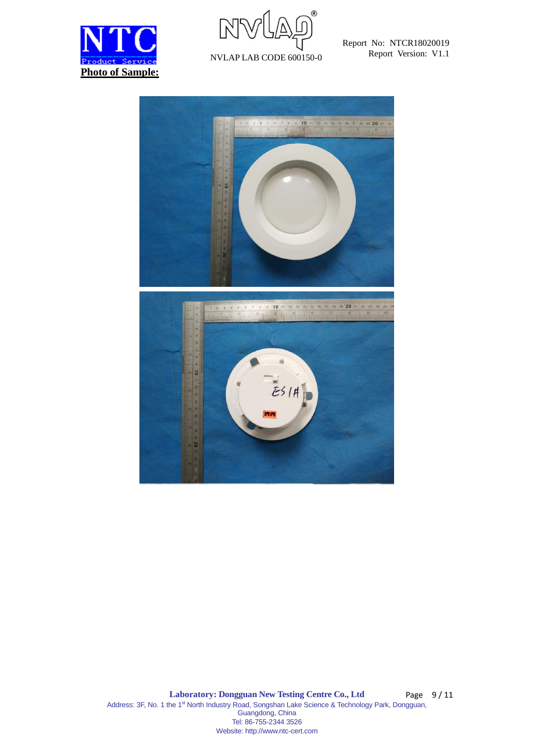**Photo of Sample:**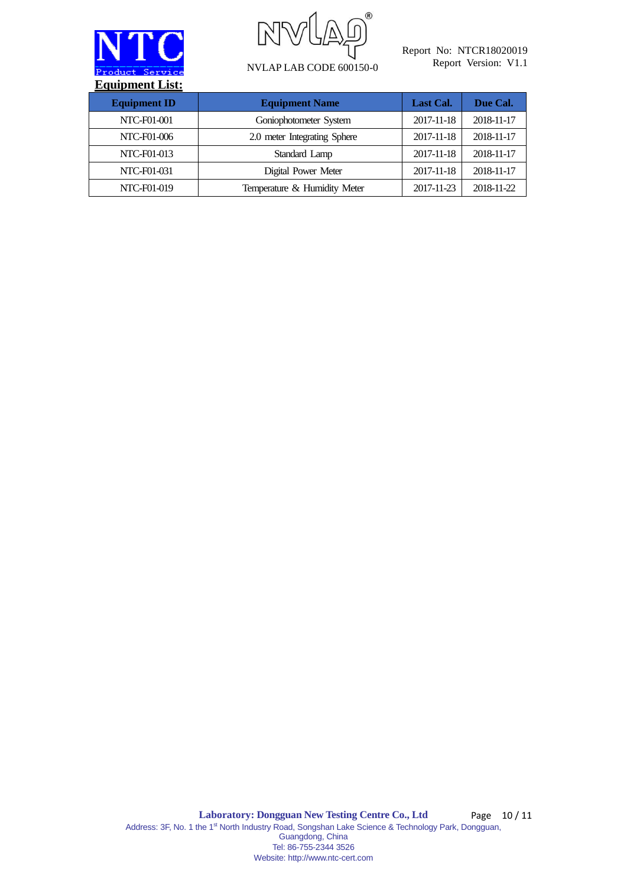## Equipment List:

| Equipment ID | Equipment Name | Last Cal. | Due Cal. |
|---|---|---|---|
| NTC-F01-001 | Goniophotometer System | 2017-11-18 | 2018-11-17 |
| NTC-F01-006 | 2.0 meter Integrating Sphere | 2017-11-18 | 2018-11-17 |
| NTC-F01-013 | Standard Lamp | 2017-11-18 | 2018-11-17 |
| NTC-F01-031 | Digital Power Meter | 2017-11-18 | 2018-11-17 |
| NTC-F01-019 | Temperature & Humidity Meter | 2017-11-23 | 2018-11-22 |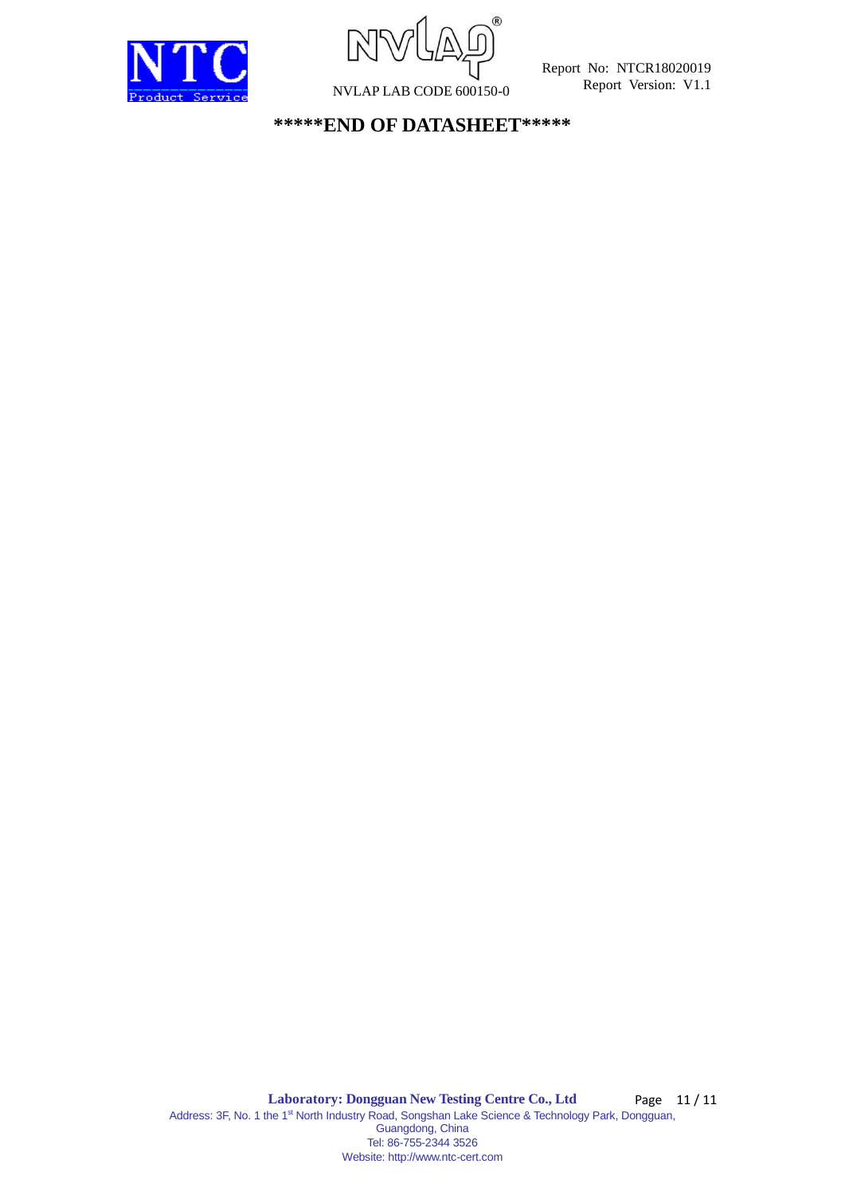**\*\*\*\*\*END OF DATASHEET\*\*\*\*\***

*****END OF DATASHEET*****